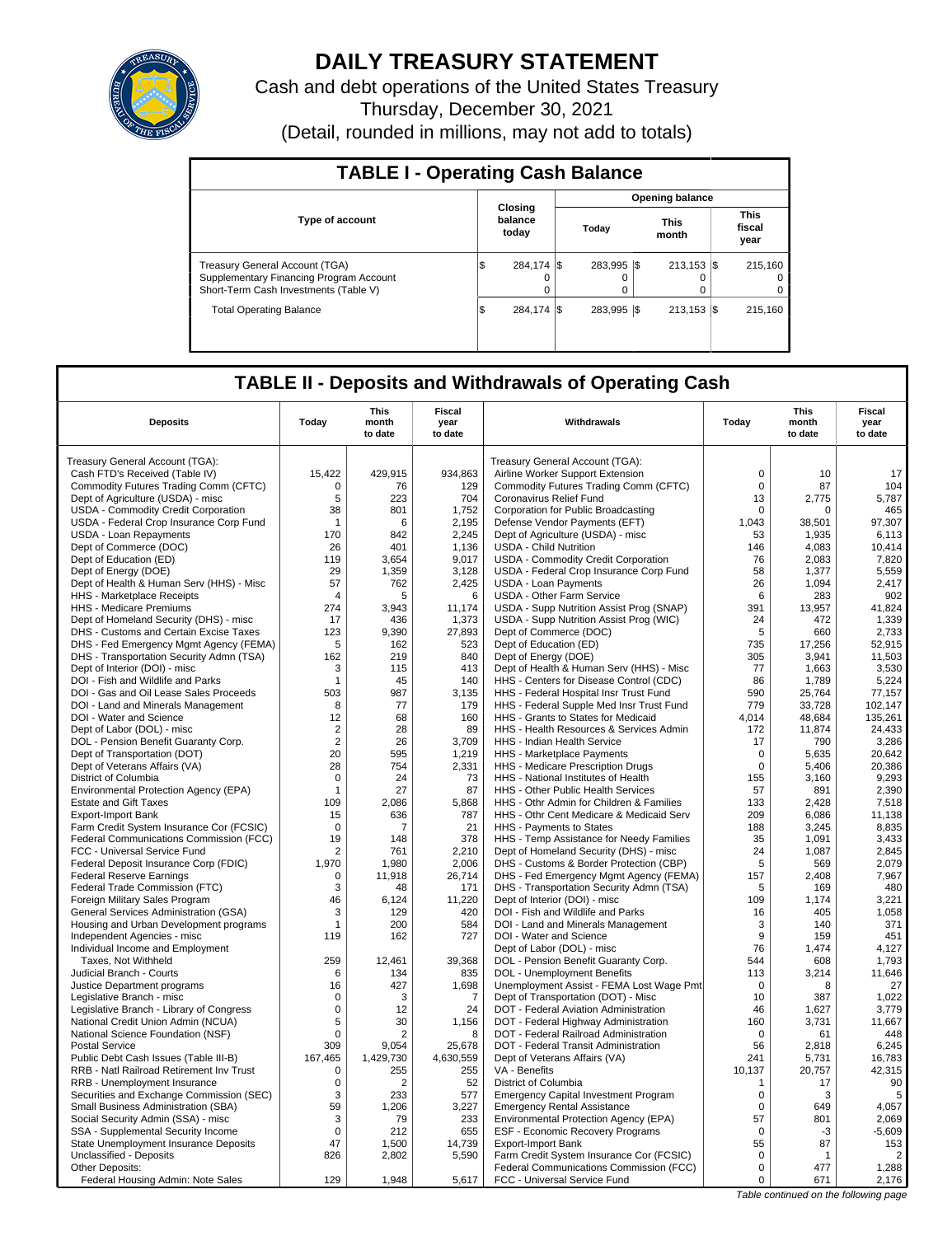# DAILY TREASURY STATEMENT

Cash and debt operations of the United States Treasury

Thursday, December 30, 2021

(Detail, rounded in millions, may not add to totals)

## TABLE I - Operating Cash Balance

| Type of account | Closing balance today | Opening balance Today | Opening balance This month | Opening balance This fiscal year |
|---|---|---|---|---|
| Treasury General Account (TGA) | $ 284,174 | $ 283,995 | $ 213,153 | $ 215,160 |
| Supplementary Financing Program Account | 0 | 0 | 0 | 0 |
| Short-Term Cash Investments (Table V) | 0 | 0 | 0 | 0 |
| Total Operating Balance | $ 284,174 | $ 283,995 | $ 213,153 | $ 215,160 |

## TABLE II - Deposits and Withdrawals of Operating Cash

| Deposits | Today | This month to date | Fiscal year to date | Withdrawals | Today | This month to date | Fiscal year to date |
|---|---|---|---|---|---|---|---|
| Treasury General Account (TGA): | | | | Treasury General Account (TGA): | | | |
| Cash FTD's Received (Table IV) | 15,422 | 429,915 | 934,863 | Airline Worker Support Extension | 0 | 10 | 17 |
| Commodity Futures Trading Comm (CFTC) | 0 | 76 | 129 | Commodity Futures Trading Comm (CFTC) | 0 | 87 | 104 |
| Dept of Agriculture (USDA) - misc | 5 | 223 | 704 | Coronavirus Relief Fund | 13 | 2,775 | 5,787 |
| USDA - Commodity Credit Corporation | 38 | 801 | 1,752 | Corporation for Public Broadcasting | 0 | 0 | 465 |
| USDA - Federal Crop Insurance Corp Fund | 1 | 6 | 2,195 | Defense Vendor Payments (EFT) | 1,043 | 38,501 | 97,307 |
| USDA - Loan Repayments | 170 | 842 | 2,245 | Dept of Agriculture (USDA) - misc | 53 | 1,935 | 6,113 |
| Dept of Commerce (DOC) | 26 | 401 | 1,136 | USDA - Child Nutrition | 146 | 4,083 | 10,414 |
| Dept of Education (ED) | 119 | 3,654 | 9,017 | USDA - Commodity Credit Corporation | 76 | 2,083 | 7,820 |
| Dept of Energy (DOE) | 29 | 1,359 | 3,128 | USDA - Federal Crop Insurance Corp Fund | 58 | 1,377 | 5,559 |
| Dept of Health & Human Serv (HHS) - Misc | 57 | 762 | 2,425 | USDA - Loan Payments | 26 | 1,094 | 2,417 |
| HHS - Marketplace Receipts | 4 | 5 | 6 | USDA - Other Farm Service | 6 | 283 | 902 |
| HHS - Medicare Premiums | 274 | 3,943 | 11,174 | USDA - Supp Nutrition Assist Prog (SNAP) | 391 | 13,957 | 41,824 |
| Dept of Homeland Security (DHS) - misc | 17 | 436 | 1,373 | USDA - Supp Nutrition Assist Prog (WIC) | 24 | 472 | 1,339 |
| DHS - Customs and Certain Excise Taxes | 123 | 9,390 | 27,893 | Dept of Commerce (DOC) | 5 | 660 | 2,733 |
| DHS - Fed Emergency Mgmt Agency (FEMA) | 5 | 162 | 523 | Dept of Education (ED) | 735 | 17,256 | 52,915 |
| DHS - Transportation Security Admn (TSA) | 162 | 219 | 840 | Dept of Energy (DOE) | 305 | 3,941 | 11,503 |
| Dept of Interior (DOI) - misc | 3 | 115 | 413 | Dept of Health & Human Serv (HHS) - Misc | 77 | 1,663 | 3,530 |
| DOI - Fish and Wildlife and Parks | 1 | 45 | 140 | HHS - Centers for Disease Control (CDC) | 86 | 1,789 | 5,224 |
| DOI - Gas and Oil Lease Sales Proceeds | 503 | 987 | 3,135 | HHS - Federal Hospital Insr Trust Fund | 590 | 25,764 | 77,157 |
| DOI - Land and Minerals Management | 8 | 77 | 179 | HHS - Federal Supple Med Insr Trust Fund | 779 | 33,728 | 102,147 |
| DOI - Water and Science | 12 | 68 | 160 | HHS - Grants to States for Medicaid | 4,014 | 48,684 | 135,261 |
| Dept of Labor (DOL) - misc | 2 | 28 | 89 | HHS - Health Resources & Services Admin | 172 | 11,874 | 24,433 |
| DOL - Pension Benefit Guaranty Corp. | 2 | 26 | 3,709 | HHS - Indian Health Service | 17 | 790 | 3,286 |
| Dept of Transportation (DOT) | 20 | 595 | 1,219 | HHS - Marketplace Payments | 0 | 5,635 | 20,642 |
| Dept of Veterans Affairs (VA) | 28 | 754 | 2,331 | HHS - Medicare Prescription Drugs | 0 | 5,406 | 20,386 |
| District of Columbia | 0 | 24 | 73 | HHS - National Institutes of Health | 155 | 3,160 | 9,293 |
| Environmental Protection Agency (EPA) | 1 | 27 | 87 | HHS - Other Public Health Services | 57 | 891 | 2,390 |
| Estate and Gift Taxes | 109 | 2,086 | 5,868 | HHS - Othr Admin for Children & Families | 133 | 2,428 | 7,518 |
| Export-Import Bank | 15 | 636 | 787 | HHS - Othr Cent Medicare & Medicaid Serv | 209 | 6,086 | 11,138 |
| Farm Credit System Insurance Cor (FCSIC) | 0 | 7 | 21 | HHS - Payments to States | 188 | 3,245 | 8,835 |
| Federal Communications Commission (FCC) | 19 | 148 | 378 | HHS - Temp Assistance for Needy Families | 35 | 1,091 | 3,433 |
| FCC - Universal Service Fund | 2 | 761 | 2,210 | Dept of Homeland Security (DHS) - misc | 24 | 1,087 | 2,845 |
| Federal Deposit Insurance Corp (FDIC) | 1,970 | 1,980 | 2,006 | DHS - Customs & Border Protection (CBP) | 5 | 569 | 2,079 |
| Federal Reserve Earnings | 0 | 11,918 | 26,714 | DHS - Fed Emergency Mgmt Agency (FEMA) | 157 | 2,408 | 7,967 |
| Federal Trade Commission (FTC) | 3 | 48 | 171 | DHS - Transportation Security Admn (TSA) | 5 | 169 | 480 |
| Foreign Military Sales Program | 46 | 6,124 | 11,220 | Dept of Interior (DOI) - misc | 109 | 1,174 | 3,221 |
| General Services Administration (GSA) | 3 | 129 | 420 | DOI - Fish and Wildlife and Parks | 16 | 405 | 1,058 |
| Housing and Urban Development programs | 1 | 200 | 584 | DOI - Land and Minerals Management | 3 | 140 | 371 |
| Independent Agencies - misc | 119 | 162 | 727 | DOI - Water and Science | 9 | 159 | 451 |
| Individual Income and Employment | | | | Dept of Labor (DOL) - misc | 76 | 1,474 | 4,127 |
| Taxes, Not Withheld | 259 | 12,461 | 39,368 | DOL - Pension Benefit Guaranty Corp. | 544 | 608 | 1,793 |
| Judicial Branch - Courts | 6 | 134 | 835 | DOL - Unemployment Benefits | 113 | 3,214 | 11,646 |
| Justice Department programs | 16 | 427 | 1,698 | Unemployment Assist - FEMA Lost Wage Pmt | 0 | 8 | 27 |
| Legislative Branch - misc | 0 | 3 | 7 | Dept of Transportation (DOT) - Misc | 10 | 387 | 1,022 |
| Legislative Branch - Library of Congress | 0 | 12 | 24 | DOT - Federal Aviation Administration | 46 | 1,627 | 3,779 |
| National Credit Union Admin (NCUA) | 5 | 30 | 1,156 | DOT - Federal Highway Administration | 160 | 3,731 | 11,667 |
| National Science Foundation (NSF) | 0 | 2 | 8 | DOT - Federal Railroad Administration | 0 | 61 | 448 |
| Postal Service | 309 | 9,054 | 25,678 | DOT - Federal Transit Administration | 56 | 2,818 | 6,245 |
| Public Debt Cash Issues (Table III-B) | 167,465 | 1,429,730 | 4,630,559 | Dept of Veterans Affairs (VA) | 241 | 5,731 | 16,783 |
| RRB - Natl Railroad Retirement Inv Trust | 0 | 255 | 255 | VA - Benefits | 10,137 | 20,757 | 42,315 |
| RRB - Unemployment Insurance | 0 | 2 | 52 | District of Columbia | 1 | 17 | 90 |
| Securities and Exchange Commission (SEC) | 3 | 233 | 577 | Emergency Capital Investment Program | 0 | 3 | 5 |
| Small Business Administration (SBA) | 59 | 1,206 | 3,227 | Emergency Rental Assistance | 0 | 649 | 4,057 |
| Social Security Admin (SSA) - misc | 3 | 79 | 233 | Environmental Protection Agency (EPA) | 57 | 801 | 2,069 |
| SSA - Supplemental Security Income | 0 | 212 | 655 | ESF - Economic Recovery Programs | 0 | -3 | -5,609 |
| State Unemployment Insurance Deposits | 47 | 1,500 | 14,739 | Export-Import Bank | 55 | 87 | 153 |
| Unclassified - Deposits | 826 | 2,802 | 5,590 | Farm Credit System Insurance Cor (FCSIC) | 0 | 1 | 2 |
| Other Deposits: | | | | Federal Communications Commission (FCC) | 0 | 477 | 1,288 |
| Federal Housing Admin: Note Sales | 129 | 1,948 | 5,617 | FCC - Universal Service Fund | 0 | 671 | 2,176 |

*Table continued on the following page*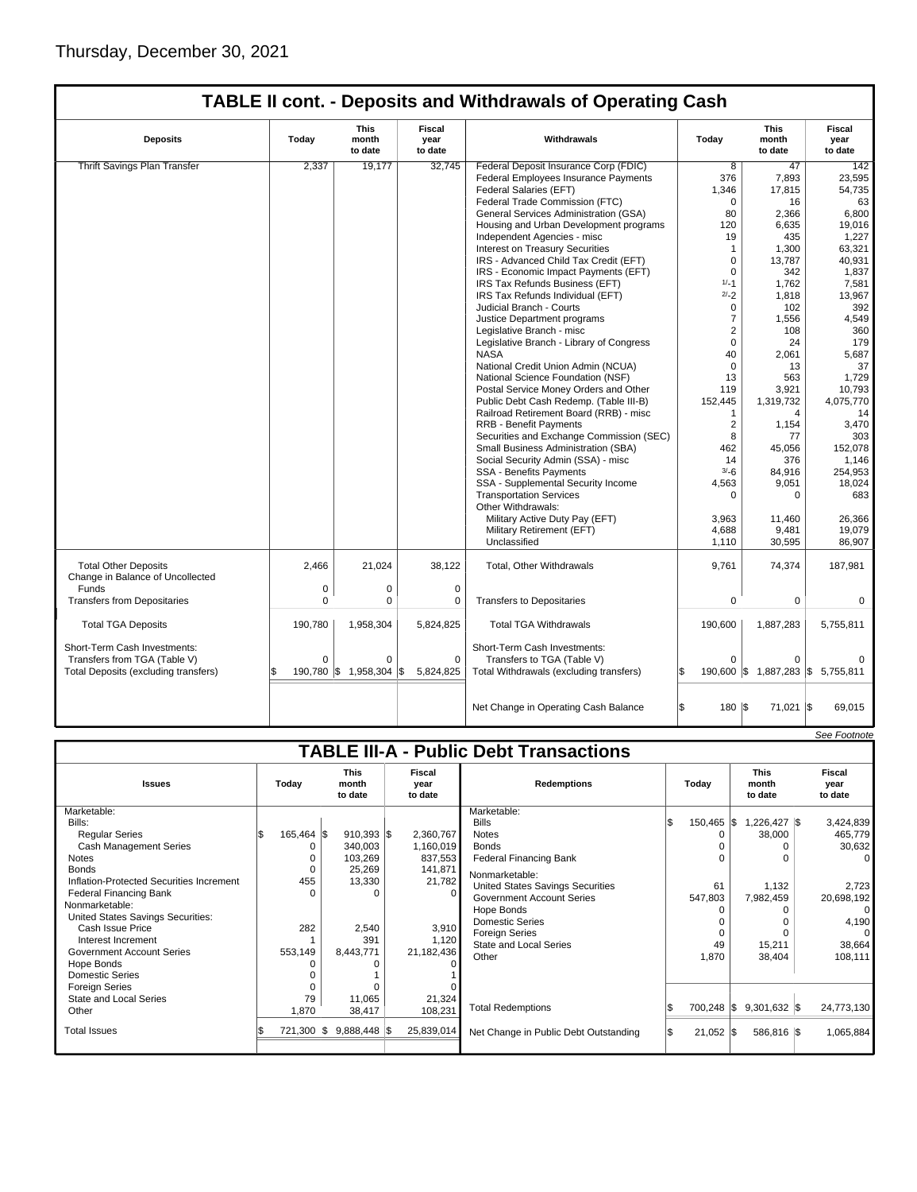Thursday, December 30, 2021

## TABLE II cont. - Deposits and Withdrawals of Operating Cash

| Deposits | Today | This month to date | Fiscal year to date | Withdrawals | Today | This month to date | Fiscal year to date |
|---|---|---|---|---|---|---|---|
| Thrift Savings Plan Transfer | 2,337 | 19,177 | 32,745 | Federal Deposit Insurance Corp (FDIC) | 8 | 47 | 142 |
| | | | | Federal Employees Insurance Payments | 376 | 7,893 | 23,595 |
| | | | | Federal Salaries (EFT) | 1,346 | 17,815 | 54,735 |
| | | | | Federal Trade Commission (FTC) | 0 | 16 | 63 |
| | | | | General Services Administration (GSA) | 80 | 2,366 | 6,800 |
| | | | | Housing and Urban Development programs | 120 | 6,635 | 19,016 |
| | | | | Independent Agencies - misc | 19 | 435 | 1,227 |
| | | | | Interest on Treasury Securities | 1 | 1,300 | 63,321 |
| | | | | IRS - Advanced Child Tax Credit (EFT) | 0 | 13,787 | 40,931 |
| | | | | IRS - Economic Impact Payments (EFT) | 0 | 342 | 1,837 |
| | | | | IRS Tax Refunds Business (EFT) | 1/-1 | 1,762 | 7,581 |
| | | | | IRS Tax Refunds Individual (EFT) | 2/-2 | 1,818 | 13,967 |
| | | | | Judicial Branch - Courts | 0 | 102 | 392 |
| | | | | Justice Department programs | 7 | 1,556 | 4,549 |
| | | | | Legislative Branch - misc | 2 | 108 | 360 |
| | | | | Legislative Branch - Library of Congress | 0 | 24 | 179 |
| | | | | NASA | 40 | 2,061 | 5,687 |
| | | | | National Credit Union Admin (NCUA) | 0 | 13 | 37 |
| | | | | National Science Foundation (NSF) | 13 | 563 | 1,729 |
| | | | | Postal Service Money Orders and Other | 119 | 3,921 | 10,793 |
| | | | | Public Debt Cash Redemp. (Table III-B) | 152,445 | 1,319,732 | 4,075,770 |
| | | | | Railroad Retirement Board (RRB) - misc | 1 | 4 | 14 |
| | | | | RRB - Benefit Payments | 2 | 1,154 | 3,470 |
| | | | | Securities and Exchange Commission (SEC) | 8 | 77 | 303 |
| | | | | Small Business Administration (SBA) | 462 | 45,056 | 152,078 |
| | | | | Social Security Admin (SSA) - misc | 14 | 376 | 1,146 |
| | | | | SSA - Benefits Payments | 3/-6 | 84,916 | 254,953 |
| | | | | SSA - Supplemental Security Income | 4,563 | 9,051 | 18,024 |
| | | | | Transportation Services | 0 | 0 | 683 |
| | | | | Other Withdrawals: | | | |
| | | | | Military Active Duty Pay (EFT) | 3,963 | 11,460 | 26,366 |
| | | | | Military Retirement (EFT) | 4,688 | 9,481 | 19,079 |
| | | | | Unclassified | 1,110 | 30,595 | 86,907 |
| Total Other Deposits | 2,466 | 21,024 | 38,122 | Total, Other Withdrawals | 9,761 | 74,374 | 187,981 |
| Change in Balance of Uncollected Funds | 0 | 0 | 0 | | | | |
| Transfers from Depositaries | 0 | 0 | 0 | Transfers to Depositaries | 0 | 0 | 0 |
| Total TGA Deposits | 190,780 | 1,958,304 | 5,824,825 | Total TGA Withdrawals | 190,600 | 1,887,283 | 5,755,811 |
| Short-Term Cash Investments: | | | | Short-Term Cash Investments: | | | |
| Transfers from TGA (Table V) | 0 | 0 | 0 | Transfers to TGA (Table V) | 0 | 0 | 0 |
| Total Deposits (excluding transfers) | $ 190,780 | $ 1,958,304 | $ 5,824,825 | Total Withdrawals (excluding transfers) | $ 190,600 | $ 1,887,283 | $ 5,755,811 |
| | | | | Net Change in Operating Cash Balance | $ 180 | $ 71,021 | $ 69,015 |

*See Footnote*

## TABLE III-A - Public Debt Transactions

| Issues | Today | This month to date | Fiscal year to date | Redemptions | Today | This month to date | Fiscal year to date |
|---|---|---|---|---|---|---|---|
| Marketable: | | | | Marketable: | | | |
| Bills: | | | | Bills | $ 150,465 | $ 1,226,427 | $ 3,424,839 |
| Regular Series | $ 165,464 | $ 910,393 | $ 2,360,767 | Notes | 0 | 38,000 | 465,779 |
| Cash Management Series | 0 | 340,003 | 1,160,019 | Bonds | 0 | 0 | 30,632 |
| Notes | 0 | 103,269 | 837,553 | Federal Financing Bank | 0 | 0 | 0 |
| Bonds | 0 | 25,269 | 141,871 | Nonmarketable: | | | |
| Inflation-Protected Securities Increment | 455 | 13,330 | 21,782 | United States Savings Securities | 61 | 1,132 | 2,723 |
| Federal Financing Bank | 0 | 0 | 0 | Government Account Series | 547,803 | 7,982,459 | 20,698,192 |
| Nonmarketable: | | | | Hope Bonds | 0 | 0 | 0 |
| United States Savings Securities: | | | | Domestic Series | 0 | 0 | 4,190 |
| Cash Issue Price | 282 | 2,540 | 3,910 | Foreign Series | 0 | 0 | 0 |
| Interest Increment | 1 | 391 | 1,120 | State and Local Series | 49 | 15,211 | 38,664 |
| Government Account Series | 553,149 | 8,443,771 | 21,182,436 | Other | 1,870 | 38,404 | 108,111 |
| Hope Bonds | 0 | 0 | 0 | | | | |
| Domestic Series | 0 | 1 | 1 | | | | |
| Foreign Series | 0 | 0 | 0 | | | | |
| State and Local Series | 79 | 11,065 | 21,324 | | | | |
| Other | 1,870 | 38,417 | 108,231 | Total Redemptions | $ 700,248 | $ 9,301,632 | $ 24,773,130 |
| Total Issues | $ 721,300 | $ 9,888,448 | $ 25,839,014 | Net Change in Public Debt Outstanding | $ 21,052 | $ 586,816 | $ 1,065,884 |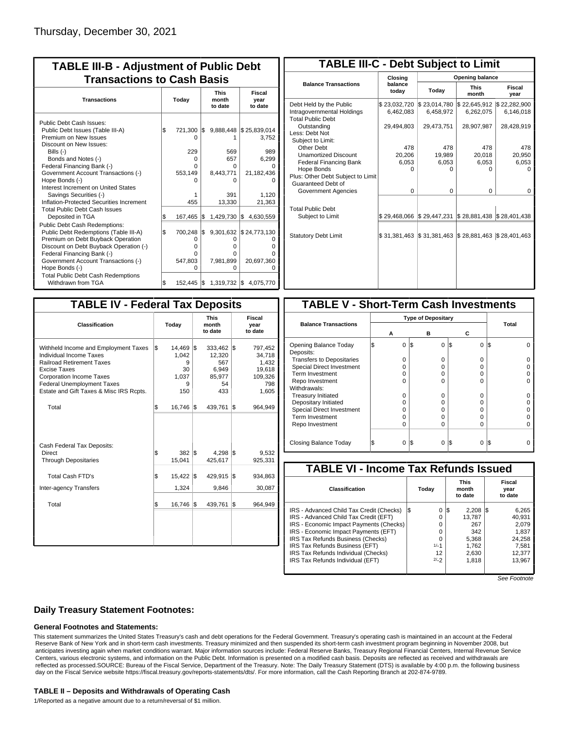Thursday, December 30, 2021

## TABLE III-B - Adjustment of Public Debt Transactions to Cash Basis

| Transactions | Today | This month to date | Fiscal year to date |
|---|---|---|---|
| Public Debt Cash Issues: | | | |
| Public Debt Issues (Table III-A) | $ 721,300 | $ 9,888,448 | $ 25,839,014 |
| Premium on New Issues | 0 | 1 | 3,752 |
| Discount on New Issues: | | | |
| Bills (-) | 229 | 569 | 989 |
| Bonds and Notes (-) | 0 | 657 | 6,299 |
| Federal Financing Bank (-) | 0 | 0 | 0 |
| Government Account Transactions (-) | 553,149 | 8,443,771 | 21,182,436 |
| Hope Bonds (-) | 0 | 0 | 0 |
| Interest Increment on United States Savings Securities (-) | 1 | 391 | 1,120 |
| Inflation-Protected Securities Increment | 455 | 13,330 | 21,363 |
| Total Public Debt Cash Issues Deposited in TGA | $ 167,465 | $ 1,429,730 | $ 4,630,559 |
| Public Debt Cash Redemptions: | | | |
| Public Debt Redemptions (Table III-A) | $ 700,248 | $ 9,301,632 | $ 24,773,130 |
| Premium on Debt Buyback Operation | 0 | 0 | 0 |
| Discount on Debt Buyback Operation (-) | 0 | 0 | 0 |
| Federal Financing Bank (-) | 0 | 0 | 0 |
| Government Account Transactions (-) | 547,803 | 7,981,899 | 20,697,360 |
| Hope Bonds (-) | 0 | 0 | 0 |
| Total Public Debt Cash Redemptions Withdrawn from TGA | $ 152,445 | $ 1,319,732 | $ 4,075,770 |

## TABLE III-C - Debt Subject to Limit

| Balance Transactions | Closing balance today | Opening balance Today | Opening balance This month | Opening balance Fiscal year |
|---|---|---|---|---|
| Debt Held by the Public | $ 23,032,720 | $ 23,014,780 | $ 22,645,912 | $ 22,282,900 |
| Intragovernmental Holdings | 6,462,083 | 6,458,972 | 6,262,075 | 6,146,018 |
| Total Public Debt Outstanding | 29,494,803 | 29,473,751 | 28,907,987 | 28,428,919 |
| Less: Debt Not Subject to Limit: | | | | |
| Other Debt | 478 | 478 | 478 | 478 |
| Unamortized Discount | 20,206 | 19,989 | 20,018 | 20,950 |
| Federal Financing Bank | 6,053 | 6,053 | 6,053 | 6,053 |
| Hope Bonds | 0 | 0 | 0 | 0 |
| Plus: Other Debt Subject to Limit | | | | |
| Guaranteed Debt of Government Agencies | 0 | 0 | 0 | 0 |
| Total Public Debt Subject to Limit | $ 29,468,066 | $ 29,447,231 | $ 28,881,438 | $ 28,401,438 |
| Statutory Debt Limit | $ 31,381,463 | $ 31,381,463 | $ 28,881,463 | $ 28,401,463 |

## TABLE IV - Federal Tax Deposits

| Classification | Today | This month to date | Fiscal year to date |
|---|---|---|---|
| Withheld Income and Employment Taxes | $ 14,469 | $ 333,462 | $ 797,452 |
| Individual Income Taxes | 1,042 | 12,320 | 34,718 |
| Railroad Retirement Taxes | 9 | 567 | 1,432 |
| Excise Taxes | 30 | 6,949 | 19,618 |
| Corporation Income Taxes | 1,037 | 85,977 | 109,326 |
| Federal Unemployment Taxes | 9 | 54 | 798 |
| Estate and Gift Taxes & Misc IRS Rcpts. | 150 | 433 | 1,605 |
| Total | $ 16,746 | $ 439,761 | $ 964,949 |
| Cash Federal Tax Deposits: | | | |
| Direct | $ 382 | $ 4,298 | $ 9,532 |
| Through Depositaries | 15,041 | 425,617 | 925,331 |
| Total Cash FTD's | $ 15,422 | $ 429,915 | $ 934,863 |
| Inter-agency Transfers | 1,324 | 9,846 | 30,087 |
| Total | $ 16,746 | $ 439,761 | $ 964,949 |

## TABLE V - Short-Term Cash Investments

| Balance Transactions | A | B | C | Total |
|---|---|---|---|---|
| Opening Balance Today | $ 0 | $ 0 | $ 0 | $ 0 |
| Deposits: | | | | |
| Transfers to Depositaries | 0 | 0 | 0 | 0 |
| Special Direct Investment | 0 | 0 | 0 | 0 |
| Term Investment | 0 | 0 | 0 | 0 |
| Repo Investment | 0 | 0 | 0 | 0 |
| Withdrawals: | | | | |
| Treasury Initiated | 0 | 0 | 0 | 0 |
| Depositary Initiated | 0 | 0 | 0 | 0 |
| Special Direct Investment | 0 | 0 | 0 | 0 |
| Term Investment | 0 | 0 | 0 | 0 |
| Repo Investment | 0 | 0 | 0 | 0 |
| Closing Balance Today | $ 0 | $ 0 | $ 0 | $ 0 |

## TABLE VI - Income Tax Refunds Issued

| Classification | Today | This month to date | Fiscal year to date |
|---|---|---|---|
| IRS - Advanced Child Tax Credit (Checks) | $ 0 | $ 2,208 | $ 6,265 |
| IRS - Advanced Child Tax Credit (EFT) | 0 | 13,787 | 40,931 |
| IRS - Economic Impact Payments (Checks) | 0 | 267 | 2,079 |
| IRS - Economic Impact Payments (EFT) | 0 | 342 | 1,837 |
| IRS Tax Refunds Business (Checks) | 0 | 5,368 | 24,258 |
| IRS Tax Refunds Business (EFT) | 1/-1 | 1,762 | 7,581 |
| IRS Tax Refunds Individual (Checks) | 12 | 2,630 | 12,377 |
| IRS Tax Refunds Individual (EFT) | 2/-2 | 1,818 | 13,967 |

*See Footnote*

## Daily Treasury Statement Footnotes:

### General Footnotes and Statements:

This statement summarizes the United States Treasury's cash and debt operations for the Federal Government. Treasury's operating cash is maintained in an account at the Federal Reserve Bank of New York and in short-term cash investments. Treasury minimized and then suspended its short-term cash investment program beginning in November 2008, but anticipates investing again when market conditions warrant. Major information sources include: Federal Reserve Banks, Treasury Regional Financial Centers, Internal Revenue Service Centers, various electronic systems, and information on the Public Debt. Information is presented on a modified cash basis. Deposits are reflected as received and withdrawals are reflected as processed.SOURCE: Bureau of the Fiscal Service, Department of the Treasury. Note: The Daily Treasury Statement (DTS) is available by 4:00 p.m. the following business day on the Fiscal Service website https://fiscal.treasury.gov/reports-statements/dts/. For more information, call the Cash Reporting Branch at 202-874-9789.

### TABLE II – Deposits and Withdrawals of Operating Cash

1/Reported as a negative amount due to a return/reversal of $1 million.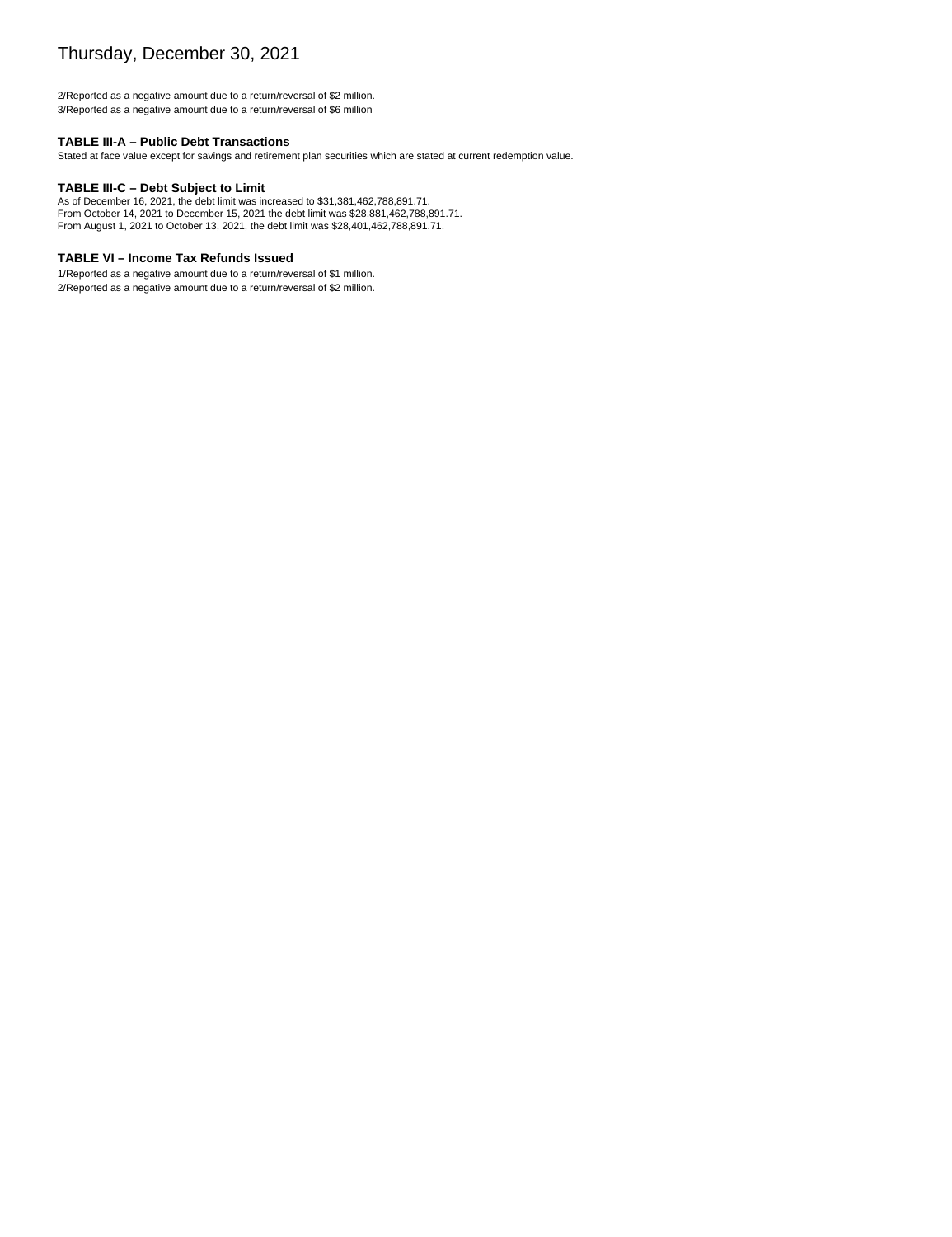Thursday, December 30, 2021

2/Reported as a negative amount due to a return/reversal of $2 million.
3/Reported as a negative amount due to a return/reversal of $6 million

**TABLE III-A – Public Debt Transactions**

Stated at face value except for savings and retirement plan securities which are stated at current redemption value.

**TABLE III-C – Debt Subject to Limit**

As of December 16, 2021, the debt limit was increased to $31,381,462,788,891.71.
From October 14, 2021 to December 15, 2021 the debt limit was $28,881,462,788,891.71.
From August 1, 2021 to October 13, 2021, the debt limit was $28,401,462,788,891.71.

**TABLE VI – Income Tax Refunds Issued**

1/Reported as a negative amount due to a return/reversal of $1 million.
2/Reported as a negative amount due to a return/reversal of $2 million.